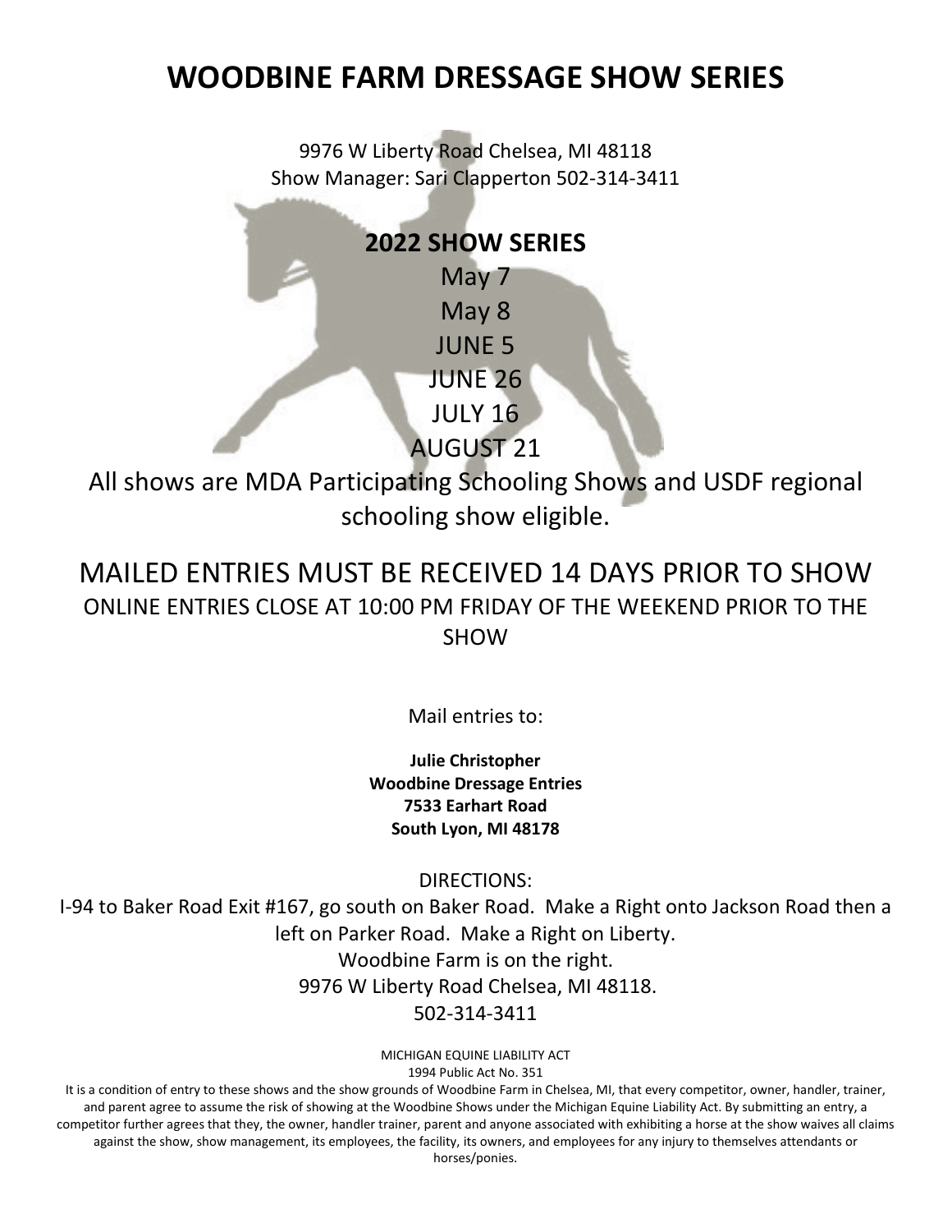# WOODBINE FARM DRESSAGE SHOW SERIES

9976 W Liberty Road Chelsea, MI 48118
Show Manager: Sari Clapperton 502-314-3411

## 2022 SHOW SERIES

May 7
May 8
JUNE 5
JUNE 26
JULY 16
AUGUST 21

All shows are MDA Participating Schooling Shows and USDF regional schooling show eligible.

MAILED ENTRIES MUST BE RECEIVED 14 DAYS PRIOR TO SHOW
ONLINE ENTRIES CLOSE AT 10:00 PM FRIDAY OF THE WEEKEND PRIOR TO THE SHOW

Mail entries to:

**Julie Christopher**
**Woodbine Dressage Entries**
**7533 Earhart Road**
**South Lyon, MI 48178**

DIRECTIONS:
I-94 to Baker Road Exit #167, go south on Baker Road. Make a Right onto Jackson Road then a left on Parker Road. Make a Right on Liberty.
Woodbine Farm is on the right.
9976 W Liberty Road Chelsea, MI 48118.
502-314-3411

MICHIGAN EQUINE LIABILITY ACT
1994 Public Act No. 351
It is a condition of entry to these shows and the show grounds of Woodbine Farm in Chelsea, MI, that every competitor, owner, handler, trainer, and parent agree to assume the risk of showing at the Woodbine Shows under the Michigan Equine Liability Act. By submitting an entry, a competitor further agrees that they, the owner, handler trainer, parent and anyone associated with exhibiting a horse at the show waives all claims against the show, show management, its employees, the facility, its owners, and employees for any injury to themselves attendants or horses/ponies.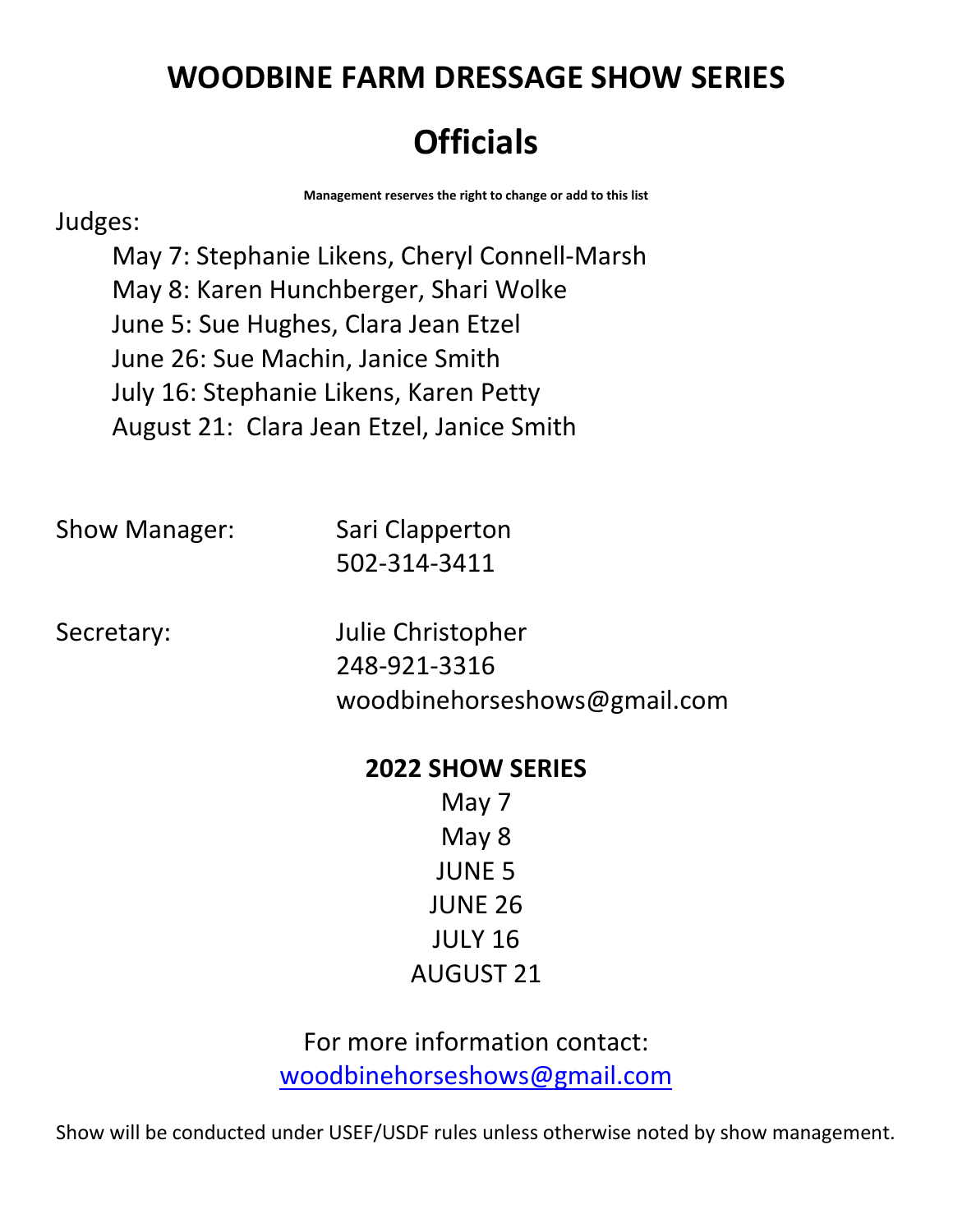# WOODBINE FARM DRESSAGE SHOW SERIES

# Officials

**Management reserves the right to change or add to this list**

Judges:

- May 7: Stephanie Likens, Cheryl Connell-Marsh
- May 8: Karen Hunchberger, Shari Wolke
- June 5: Sue Hughes, Clara Jean Etzel
- June 26: Sue Machin, Janice Smith
- July 16: Stephanie Likens, Karen Petty
- August 21: Clara Jean Etzel, Janice Smith

Show Manager: Sari Clapperton
502-314-3411

Secretary: Julie Christopher
248-921-3316
woodbinehorseshows@gmail.com

**2022 SHOW SERIES**

May 7
May 8
JUNE 5
JUNE 26
JULY 16
AUGUST 21

For more information contact:
woodbinehorseshows@gmail.com

Show will be conducted under USEF/USDF rules unless otherwise noted by show management.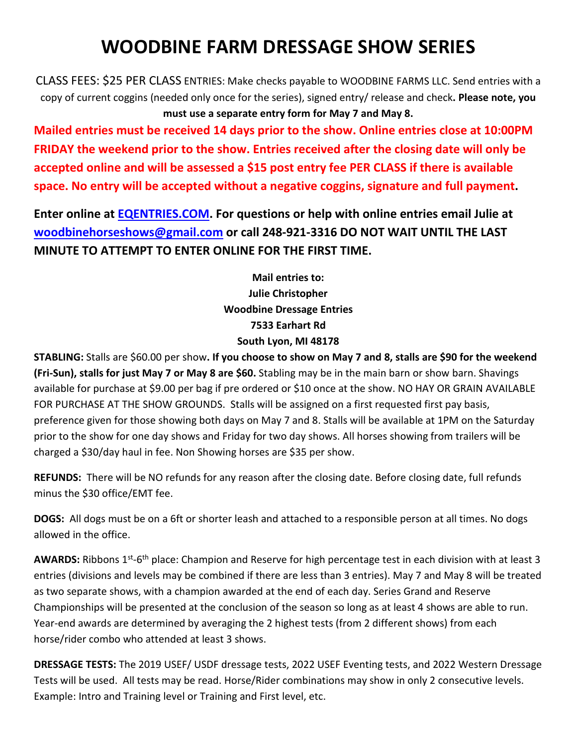# WOODBINE FARM DRESSAGE SHOW SERIES

CLASS FEES: $25 PER CLASS ENTRIES: Make checks payable to WOODBINE FARMS LLC. Send entries with a copy of current coggins (needed only once for the series), signed entry/ release and check**. Please note, you must use a separate entry form for May 7 and May 8.**

**Mailed entries must be received 14 days prior to the show. Online entries close at 10:00PM FRIDAY the weekend prior to the show. Entries received after the closing date will only be accepted online and will be assessed a $15 post entry fee PER CLASS if there is available space. No entry will be accepted without a negative coggins, signature and full payment.**

**Enter online at [EQENTRIES.COM](EQENTRIES.COM). For questions or help with online entries email Julie at [woodbinehorseshows@gmail.com](mailto:woodbinehorseshows@gmail.com) or call 248-921-3316 DO NOT WAIT UNTIL THE LAST MINUTE TO ATTEMPT TO ENTER ONLINE FOR THE FIRST TIME.**

**Mail entries to:**
**Julie Christopher**
**Woodbine Dressage Entries**
**7533 Earhart Rd**
**South Lyon, MI 48178**

**STABLING:** Stalls are $60.00 per show**. If you choose to show on May 7 and 8, stalls are $90 for the weekend (Fri-Sun), stalls for just May 7 or May 8 are $60.** Stabling may be in the main barn or show barn. Shavings available for purchase at $9.00 per bag if pre ordered or $10 once at the show. NO HAY OR GRAIN AVAILABLE FOR PURCHASE AT THE SHOW GROUNDS. Stalls will be assigned on a first requested first pay basis, preference given for those showing both days on May 7 and 8. Stalls will be available at 1PM on the Saturday prior to the show for one day shows and Friday for two day shows. All horses showing from trailers will be charged a $30/day haul in fee. Non Showing horses are $35 per show.

**REFUNDS:** There will be NO refunds for any reason after the closing date. Before closing date, full refunds minus the $30 office/EMT fee.

**DOGS:** All dogs must be on a 6ft or shorter leash and attached to a responsible person at all times. No dogs allowed in the office.

**AWARDS:** Ribbons 1st-6th place: Champion and Reserve for high percentage test in each division with at least 3 entries (divisions and levels may be combined if there are less than 3 entries). May 7 and May 8 will be treated as two separate shows, with a champion awarded at the end of each day. Series Grand and Reserve Championships will be presented at the conclusion of the season so long as at least 4 shows are able to run. Year-end awards are determined by averaging the 2 highest tests (from 2 different shows) from each horse/rider combo who attended at least 3 shows.

**DRESSAGE TESTS:** The 2019 USEF/ USDF dressage tests, 2022 USEF Eventing tests, and 2022 Western Dressage Tests will be used. All tests may be read. Horse/Rider combinations may show in only 2 consecutive levels. Example: Intro and Training level or Training and First level, etc.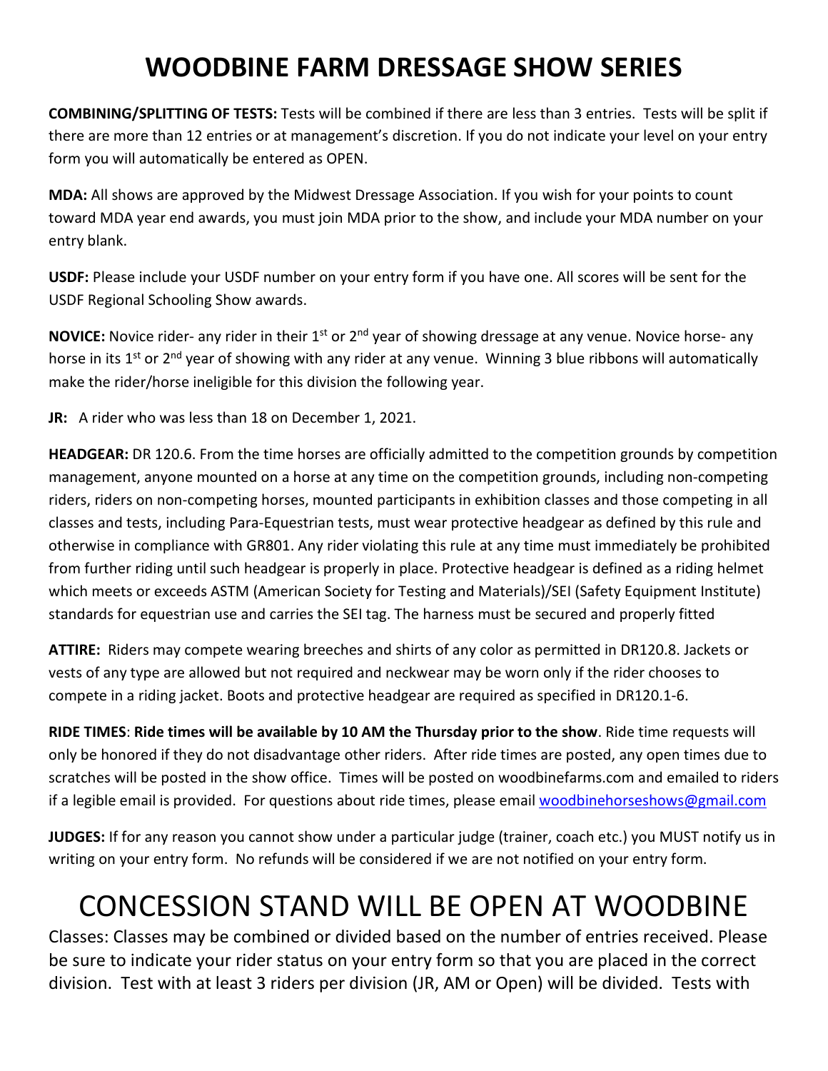# WOODBINE FARM DRESSAGE SHOW SERIES

**COMBINING/SPLITTING OF TESTS:** Tests will be combined if there are less than 3 entries. Tests will be split if there are more than 12 entries or at management's discretion. If you do not indicate your level on your entry form you will automatically be entered as OPEN.

**MDA:** All shows are approved by the Midwest Dressage Association. If you wish for your points to count toward MDA year end awards, you must join MDA prior to the show, and include your MDA number on your entry blank.

**USDF:** Please include your USDF number on your entry form if you have one. All scores will be sent for the USDF Regional Schooling Show awards.

**NOVICE:** Novice rider- any rider in their 1st or 2nd year of showing dressage at any venue. Novice horse- any horse in its 1st or 2nd year of showing with any rider at any venue. Winning 3 blue ribbons will automatically make the rider/horse ineligible for this division the following year.

**JR:** A rider who was less than 18 on December 1, 2021.

**HEADGEAR:** DR 120.6. From the time horses are officially admitted to the competition grounds by competition management, anyone mounted on a horse at any time on the competition grounds, including non-competing riders, riders on non-competing horses, mounted participants in exhibition classes and those competing in all classes and tests, including Para-Equestrian tests, must wear protective headgear as defined by this rule and otherwise in compliance with GR801. Any rider violating this rule at any time must immediately be prohibited from further riding until such headgear is properly in place. Protective headgear is defined as a riding helmet which meets or exceeds ASTM (American Society for Testing and Materials)/SEI (Safety Equipment Institute) standards for equestrian use and carries the SEI tag. The harness must be secured and properly fitted

**ATTIRE:** Riders may compete wearing breeches and shirts of any color as permitted in DR120.8. Jackets or vests of any type are allowed but not required and neckwear may be worn only if the rider chooses to compete in a riding jacket. Boots and protective headgear are required as specified in DR120.1-6.

**RIDE TIMES**: **Ride times will be available by 10 AM the Thursday prior to the show**. Ride time requests will only be honored if they do not disadvantage other riders. After ride times are posted, any open times due to scratches will be posted in the show office. Times will be posted on woodbinefarms.com and emailed to riders if a legible email is provided. For questions about ride times, please email woodbinehorseshows@gmail.com

**JUDGES:** If for any reason you cannot show under a particular judge (trainer, coach etc.) you MUST notify us in writing on your entry form. No refunds will be considered if we are not notified on your entry form.

# CONCESSION STAND WILL BE OPEN AT WOODBINE

Classes: Classes may be combined or divided based on the number of entries received. Please be sure to indicate your rider status on your entry form so that you are placed in the correct division. Test with at least 3 riders per division (JR, AM or Open) will be divided. Tests with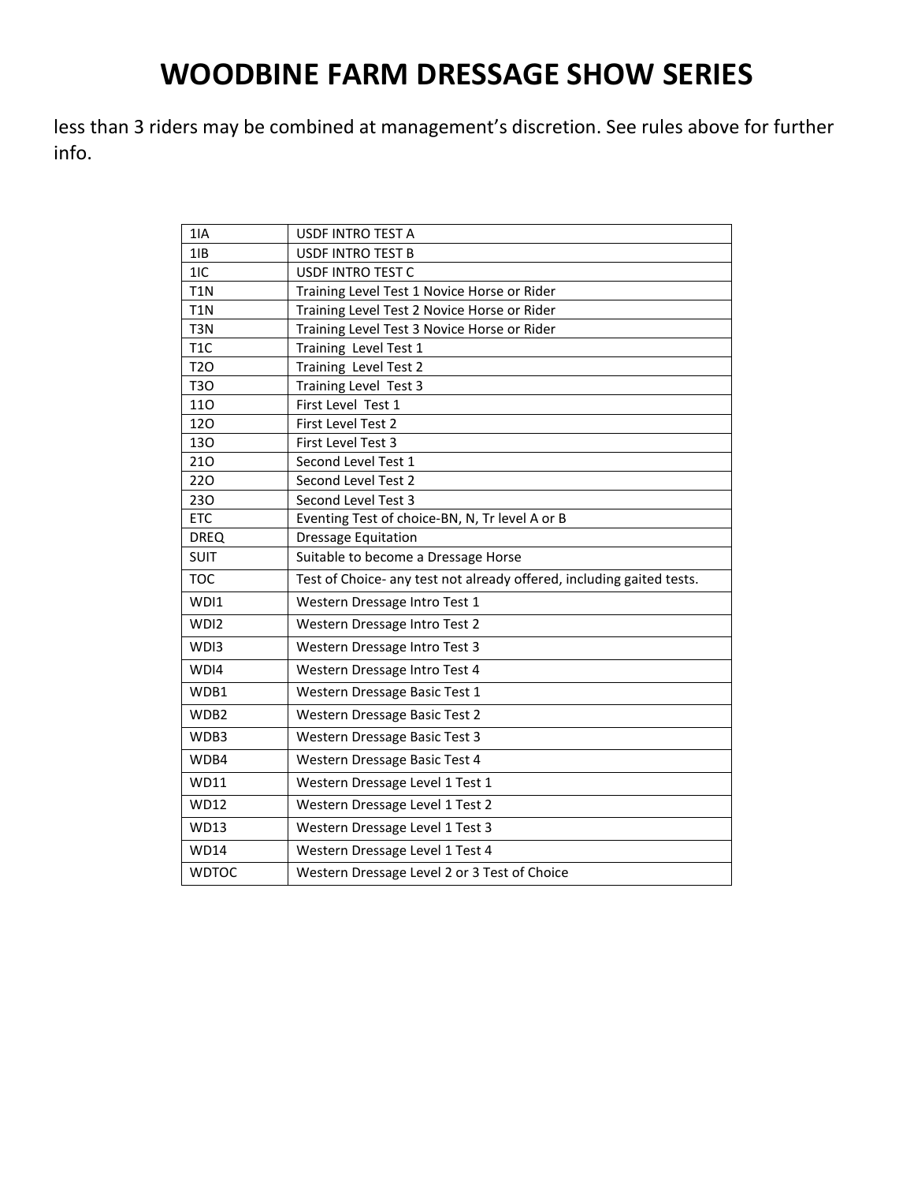# WOODBINE FARM DRESSAGE SHOW SERIES

less than 3 riders may be combined at management's discretion. See rules above for further info.

| | |
|---|---|
| 1IA | USDF INTRO TEST A |
| 1IB | USDF INTRO TEST B |
| 1IC | USDF INTRO TEST C |
| T1N | Training Level Test 1 Novice Horse or Rider |
| T1N | Training Level Test 2 Novice Horse or Rider |
| T3N | Training Level Test 3 Novice Horse or Rider |
| T1C | Training Level Test 1 |
| T2O | Training Level Test 2 |
| T3O | Training Level Test 3 |
| 11O | First Level Test 1 |
| 12O | First Level Test 2 |
| 13O | First Level Test 3 |
| 21O | Second Level Test 1 |
| 22O | Second Level Test 2 |
| 23O | Second Level Test 3 |
| ETC | Eventing Test of choice-BN, N, Tr level A or B |
| DREQ | Dressage Equitation |
| SUIT | Suitable to become a Dressage Horse |
| TOC | Test of Choice- any test not already offered, including gaited tests. |
| WDI1 | Western Dressage Intro Test 1 |
| WDI2 | Western Dressage Intro Test 2 |
| WDI3 | Western Dressage Intro Test 3 |
| WDI4 | Western Dressage Intro Test 4 |
| WDB1 | Western Dressage Basic Test 1 |
| WDB2 | Western Dressage Basic Test 2 |
| WDB3 | Western Dressage Basic Test 3 |
| WDB4 | Western Dressage Basic Test 4 |
| WD11 | Western Dressage Level 1 Test 1 |
| WD12 | Western Dressage Level 1 Test 2 |
| WD13 | Western Dressage Level 1 Test 3 |
| WD14 | Western Dressage Level 1 Test 4 |
| WDTOC | Western Dressage Level 2 or 3 Test of Choice |